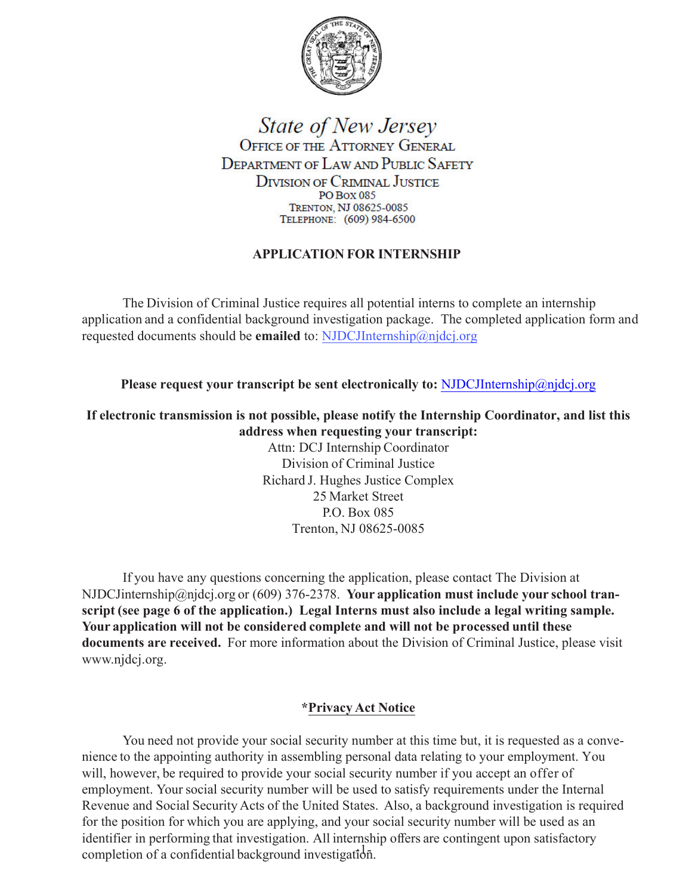# State of New Jersey

OFFICE OF THE ATTORNEY GENERAL
DEPARTMENT OF LAW AND PUBLIC SAFETY
DIVISION OF CRIMINAL JUSTICE
PO BOX 085
TRENTON, NJ 08625-0085
TELEPHONE: (609) 984-6500

## APPLICATION FOR INTERNSHIP

The Division of Criminal Justice requires all potential interns to complete an internship application and a confidential background investigation package. The completed application form and requested documents should be **emailed** to: NJDCJInternship@njdcj.org

**Please request your transcript be sent electronically to:** NJDCJInternship@njdcj.org

**If electronic transmission is not possible, please notify the Internship Coordinator, and list this address when requesting your transcript:**

Attn: DCJ Internship Coordinator
Division of Criminal Justice
Richard J. Hughes Justice Complex
25 Market Street
P.O. Box 085
Trenton, NJ 08625-0085

If you have any questions concerning the application, please contact The Division at NJDCJinternship@njdcj.org or (609) 376-2378. **Your application must include your school transcript (see page 6 of the application.) Legal Interns must also include a legal writing sample. Your application will not be considered complete and will not be processed until these documents are received.** For more information about the Division of Criminal Justice, please visit www.njdcj.org.

### *Privacy Act Notice

You need not provide your social security number at this time but, it is requested as a convenience to the appointing authority in assembling personal data relating to your employment. You will, however, be required to provide your social security number if you accept an offer of employment. Your social security number will be used to satisfy requirements under the Internal Revenue and Social Security Acts of the United States. Also, a background investigation is required for the position for which you are applying, and your social security number will be used as an identifier in performing that investigation. All internship offers are contingent upon satisfactory completion of a confidential background investigation.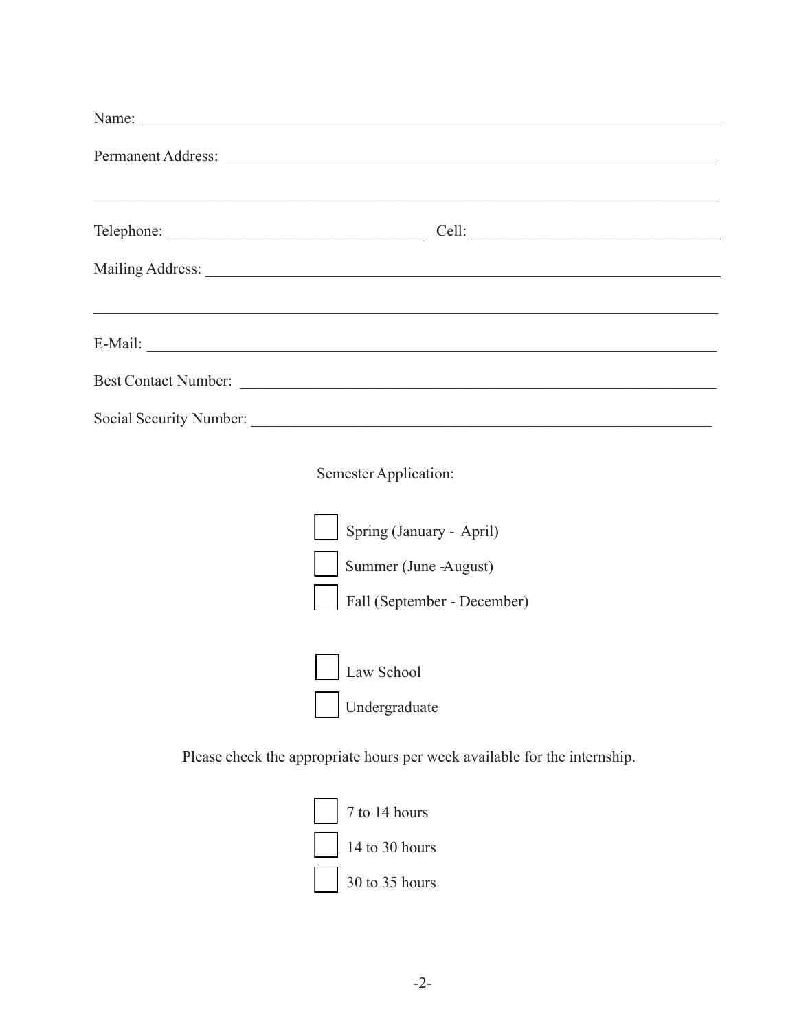Name: ______________________________________________________________________________

Permanent Address: _____________________________________________________________

______________________________________________________________________________

Telephone: ________________________________ Cell: ______________________________

Mailing Address: ________________________________________________________________

______________________________________________________________________________

E-Mail: ______________________________________________________________________

Best Contact Number: ____________________________________________________________

Social Security Number: __________________________________________________________

Semester Application:

- [ ] Spring (January - April)
- [ ] Summer (June -August)
- [ ] Fall (September - December)

- [ ] Law School
- [ ] Undergraduate

Please check the appropriate hours per week available for the internship.

- [ ] 7 to 14 hours
- [ ] 14 to 30 hours
- [ ] 30 to 35 hours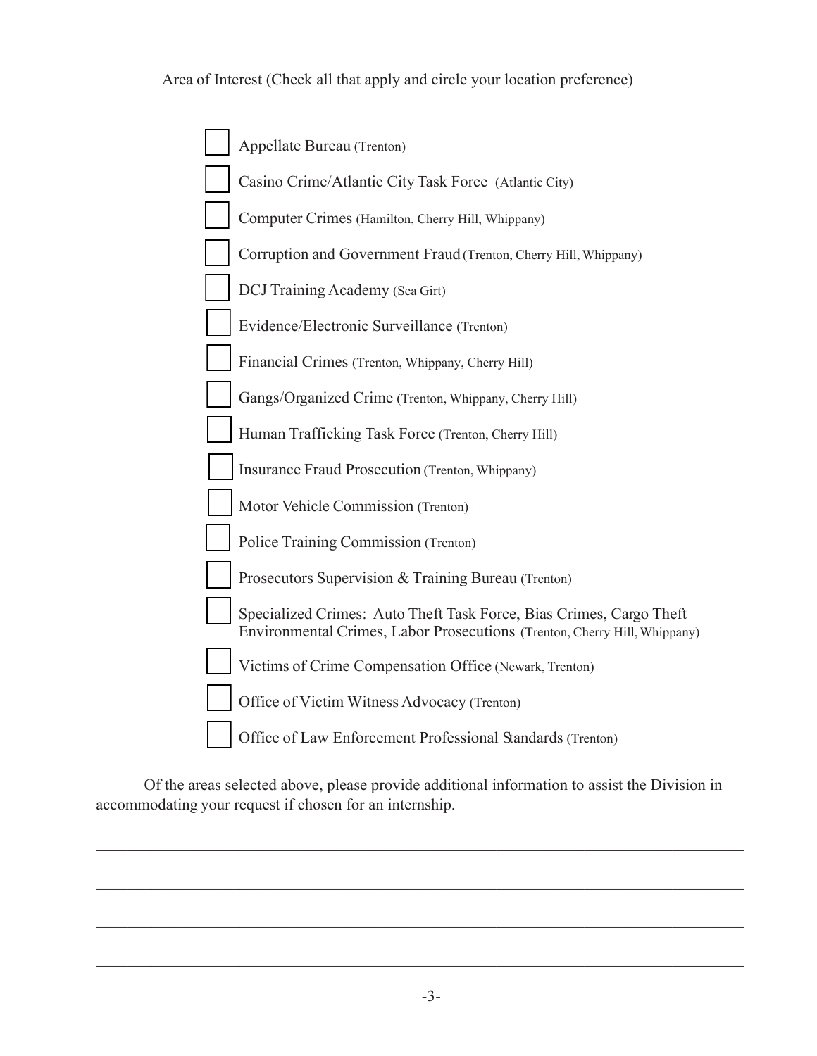Area of Interest (Check all that apply and circle your location preference)

- [ ] Appellate Bureau (Trenton)
- [ ] Casino Crime/Atlantic City Task Force (Atlantic City)
- [ ] Computer Crimes (Hamilton, Cherry Hill, Whippany)
- [ ] Corruption and Government Fraud (Trenton, Cherry Hill, Whippany)
- [ ] DCJ Training Academy (Sea Girt)
- [ ] Evidence/Electronic Surveillance (Trenton)
- [ ] Financial Crimes (Trenton, Whippany, Cherry Hill)
- [ ] Gangs/Organized Crime (Trenton, Whippany, Cherry Hill)
- [ ] Human Trafficking Task Force (Trenton, Cherry Hill)
- [ ] Insurance Fraud Prosecution (Trenton, Whippany)
- [ ] Motor Vehicle Commission (Trenton)
- [ ] Police Training Commission (Trenton)
- [ ] Prosecutors Supervision & Training Bureau (Trenton)
- [ ] Specialized Crimes: Auto Theft Task Force, Bias Crimes, Cargo Theft Environmental Crimes, Labor Prosecutions (Trenton, Cherry Hill, Whippany)
- [ ] Victims of Crime Compensation Office (Newark, Trenton)
- [ ] Office of Victim Witness Advocacy (Trenton)
- [ ] Office of Law Enforcement Professional Standards (Trenton)

Of the areas selected above, please provide additional information to assist the Division in accommodating your request if chosen for an internship.

______________________________________________________________________________

______________________________________________________________________________

______________________________________________________________________________

______________________________________________________________________________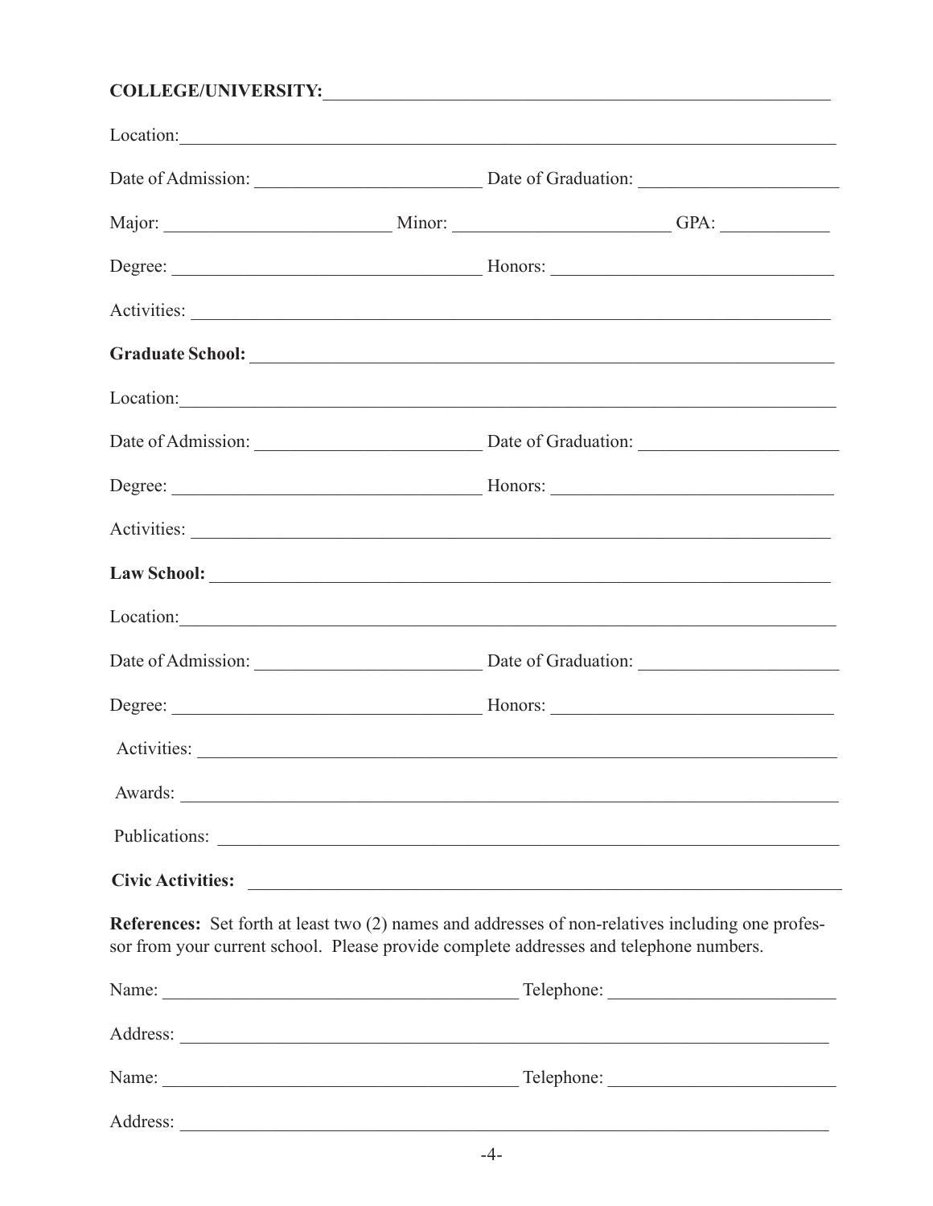**COLLEGE/UNIVERSITY:** ______________________________________________

Location: ______________________________________________

Date of Admission: ________________________ Date of Graduation: ________________________

Major: ________________________ Minor: ________________________ GPA: ____________

Degree: ________________________ Honors: ________________________

Activities: ______________________________________________

**Graduate School:** ______________________________________________

Location: ______________________________________________

Date of Admission: ________________________ Date of Graduation: ________________________

Degree: ________________________ Honors: ________________________

Activities: ______________________________________________

**Law School:** ______________________________________________

Location: ______________________________________________

Date of Admission: ________________________ Date of Graduation: ________________________

Degree: ________________________ Honors: ________________________

Activities: ______________________________________________

Awards: ______________________________________________

Publications: ______________________________________________

**Civic Activities:** ______________________________________________

**References:** Set forth at least two (2) names and addresses of non-relatives including one professor from your current school. Please provide complete addresses and telephone numbers.

Name: ________________________________ Telephone: ________________________

Address: ______________________________________________

Name: ________________________________ Telephone: ________________________

Address: ______________________________________________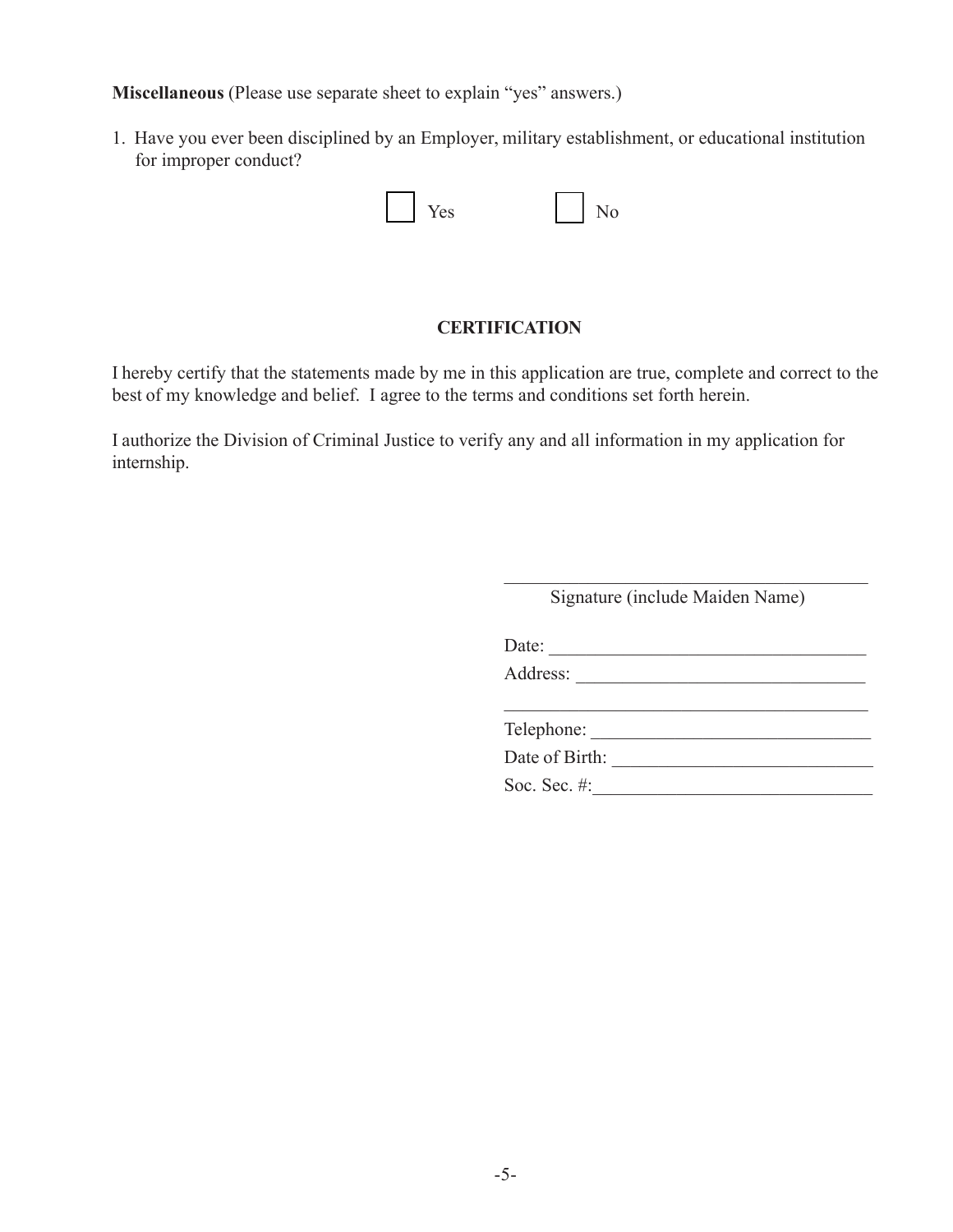**Miscellaneous** (Please use separate sheet to explain "yes" answers.)

1. Have you ever been disciplined by an Employer, military establishment, or educational institution for improper conduct?

   ☐ Yes ☐ No

## CERTIFICATION

I hereby certify that the statements made by me in this application are true, complete and correct to the best of my knowledge and belief. I agree to the terms and conditions set forth herein.

I authorize the Division of Criminal Justice to verify any and all information in my application for internship.

\_\_\_\_\_\_\_\_\_\_\_\_\_\_\_\_\_\_\_\_\_\_\_\_\_\_\_\_\_\_\_\_\_\_\_\_\_\_\_\_

Signature (include Maiden Name)

Date: \_\_\_\_\_\_\_\_\_\_\_\_\_\_\_\_\_\_\_\_\_\_\_\_\_\_\_\_\_\_\_\_\_\_

Address: \_\_\_\_\_\_\_\_\_\_\_\_\_\_\_\_\_\_\_\_\_\_\_\_\_\_\_\_\_\_\_

\_\_\_\_\_\_\_\_\_\_\_\_\_\_\_\_\_\_\_\_\_\_\_\_\_\_\_\_\_\_\_\_\_\_\_\_\_\_\_\_

Telephone: \_\_\_\_\_\_\_\_\_\_\_\_\_\_\_\_\_\_\_\_\_\_\_\_\_\_\_\_\_\_

Date of Birth: \_\_\_\_\_\_\_\_\_\_\_\_\_\_\_\_\_\_\_\_\_\_\_\_\_\_\_\_

Soc. Sec. #: \_\_\_\_\_\_\_\_\_\_\_\_\_\_\_\_\_\_\_\_\_\_\_\_\_\_\_\_\_\_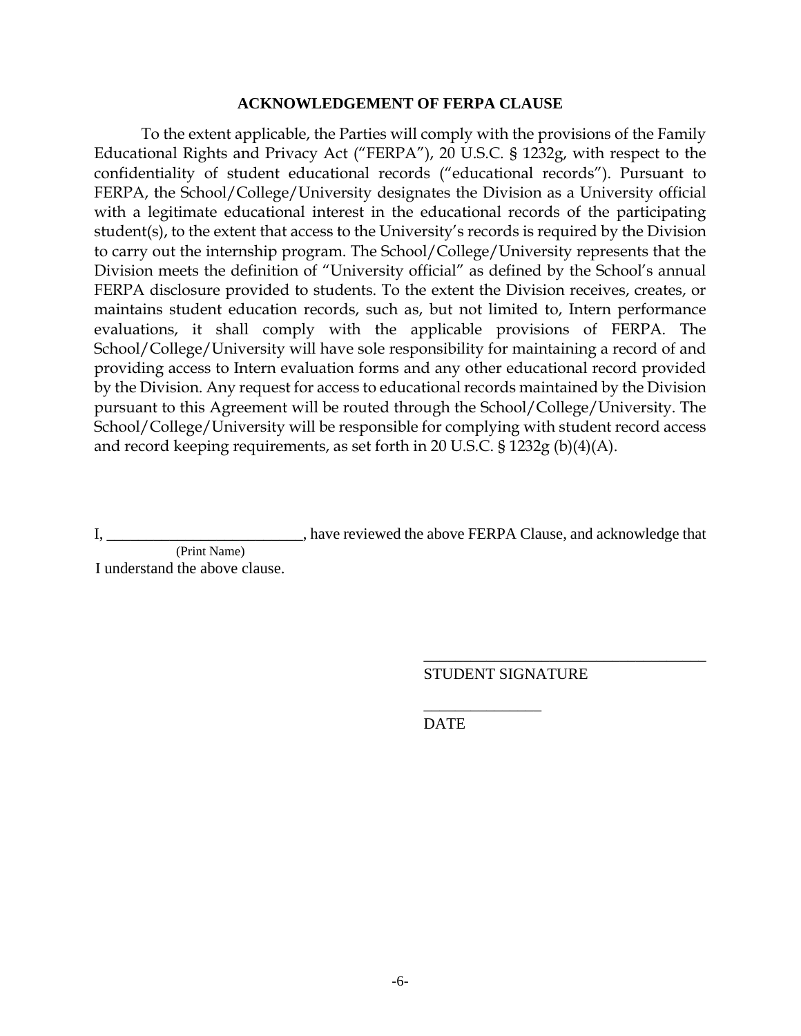## ACKNOWLEDGEMENT OF FERPA CLAUSE

To the extent applicable, the Parties will comply with the provisions of the Family Educational Rights and Privacy Act ("FERPA"), 20 U.S.C. § 1232g, with respect to the confidentiality of student educational records ("educational records"). Pursuant to FERPA, the School/College/University designates the Division as a University official with a legitimate educational interest in the educational records of the participating student(s), to the extent that access to the University's records is required by the Division to carry out the internship program. The School/College/University represents that the Division meets the definition of "University official" as defined by the School's annual FERPA disclosure provided to students. To the extent the Division receives, creates, or maintains student education records, such as, but not limited to, Intern performance evaluations, it shall comply with the applicable provisions of FERPA. The School/College/University will have sole responsibility for maintaining a record of and providing access to Intern evaluation forms and any other educational record provided by the Division. Any request for access to educational records maintained by the Division pursuant to this Agreement will be routed through the School/College/University. The School/College/University will be responsible for complying with student record access and record keeping requirements, as set forth in 20 U.S.C. § 1232g (b)(4)(A).

I, _________________________, have reviewed the above FERPA Clause, and acknowledge that
(Print Name)
I understand the above clause.

____________________________________
STUDENT SIGNATURE

_______________
DATE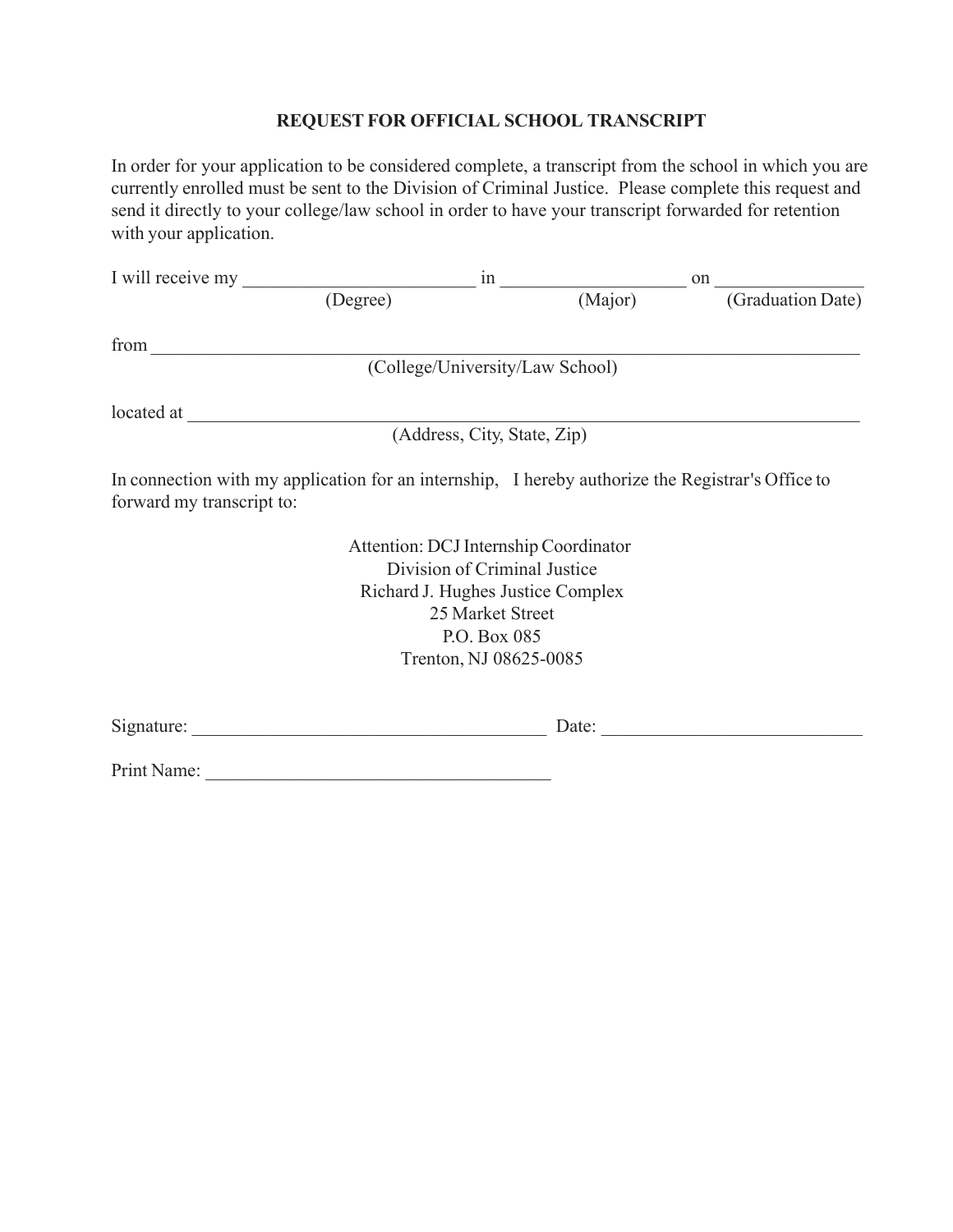## REQUEST FOR OFFICIAL SCHOOL TRANSCRIPT

In order for your application to be considered complete, a transcript from the school in which you are currently enrolled must be sent to the Division of Criminal Justice. Please complete this request and send it directly to your college/law school in order to have your transcript forwarded for retention with your application.

I will receive my __________________________ in ____________________ on ________________
(Degree) (Major) (Graduation Date)

from ____________________________________________________________________________
(College/University/Law School)

located at ________________________________________________________________________
(Address, City, State, Zip)

In connection with my application for an internship, I hereby authorize the Registrar's Office to forward my transcript to:

Attention: DCJ Internship Coordinator
Division of Criminal Justice
Richard J. Hughes Justice Complex
25 Market Street
P.O. Box 085
Trenton, NJ 08625-0085

Signature: ________________________________________ Date: ____________________________

Print Name: ______________________________________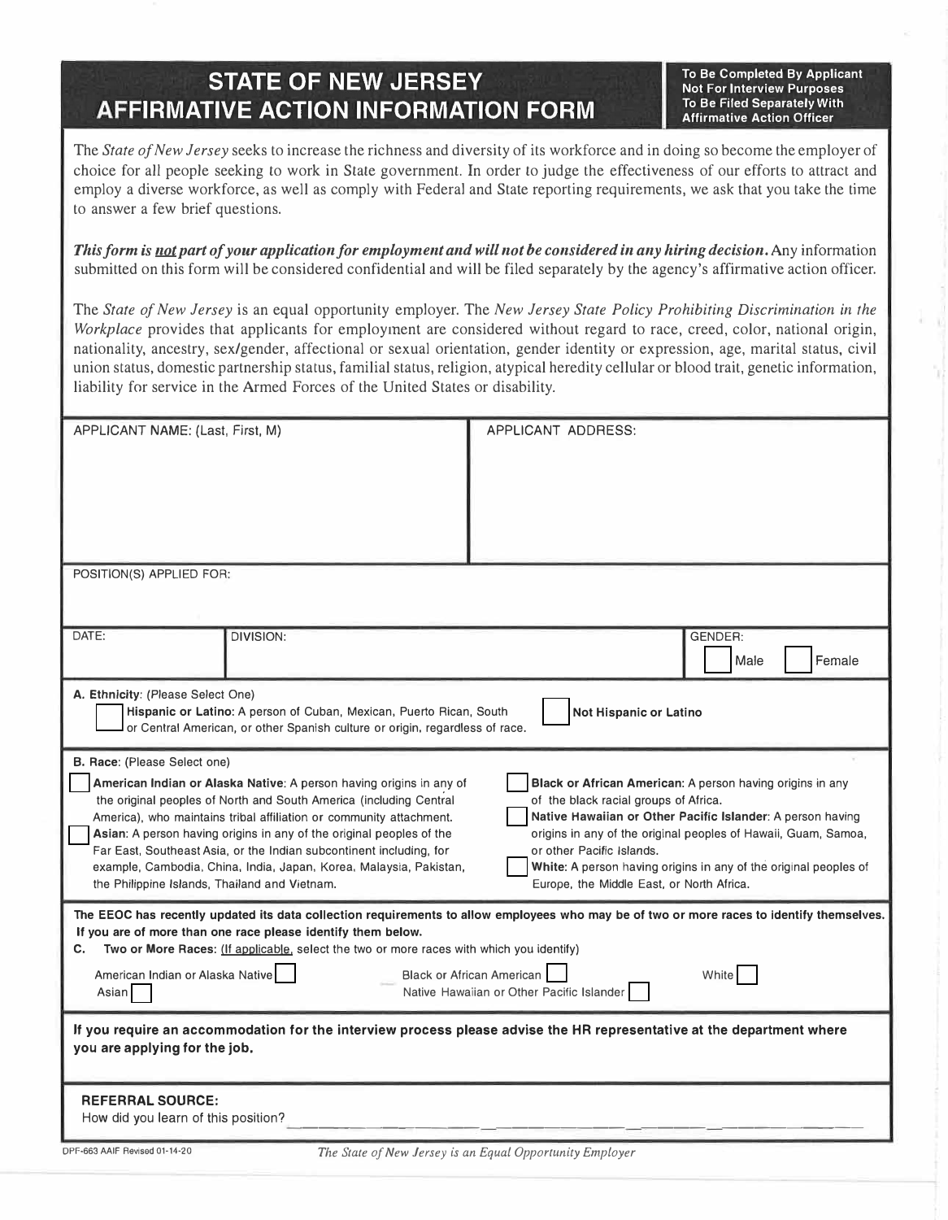# STATE OF NEW JERSEY AFFIRMATIVE ACTION INFORMATION FORM

**To Be Completed By Applicant**
**Not For Interview Purposes**
**To Be Filed Separately With Affirmative Action Officer**

The *State of New Jersey* seeks to increase the richness and diversity of its workforce and in doing so become the employer of choice for all people seeking to work in State government. In order to judge the effectiveness of our efforts to attract and employ a diverse workforce, as well as comply with Federal and State reporting requirements, we ask that you take the time to answer a few brief questions.

***This form is not part of your application for employment and will not be considered in any hiring decision.*** Any information submitted on this form will be considered confidential and will be filed separately by the agency's affirmative action officer.

The *State of New Jersey* is an equal opportunity employer. The *New Jersey State Policy Prohibiting Discrimination in the Workplace* provides that applicants for employment are considered without regard to race, creed, color, national origin, nationality, ancestry, sex/gender, affectional or sexual orientation, gender identity or expression, age, marital status, civil union status, domestic partnership status, familial status, religion, atypical heredity cellular or blood trait, genetic information, liability for service in the Armed Forces of the United States or disability.

| APPLICANT NAME: (Last, First, M) | APPLICANT ADDRESS: |
| --- | --- |
| | |

POSITION(S) APPLIED FOR:

| DATE: | DIVISION: | GENDER: ☐ Male ☐ Female |
| --- | --- | --- |
| | | |

**A. Ethnicity**: (Please Select One)

☐ **Hispanic or Latino:** A person of Cuban, Mexican, Puerto Rican, South or Central American, or other Spanish culture or origin, regardless of race.

☐ **Not Hispanic or Latino**

**B. Race**: (Please Select one)

☐ **American Indian or Alaska Native**: A person having origins in any of the original peoples of North and South America (including Central America), who maintains tribal affiliation or community attachment.

☐ **Asian**: A person having origins in any of the original peoples of the Far East, Southeast Asia, or the Indian subcontinent including, for example, Cambodia, China, India, Japan, Korea, Malaysia, Pakistan, the Philippine Islands, Thailand and Vietnam.

☐ **Black or African American**: A person having origins in any of the black racial groups of Africa.

☐ **Native Hawaiian or Other Pacific Islander**: A person having origins in any of the original peoples of Hawaii, Guam, Samoa, or other Pacific Islands.

☐ **White**: A person having origins in any of the original peoples of Europe, the Middle East, or North Africa.

**The EEOC has recently updated its data collection requirements to allow employees who may be of two or more races to identify themselves. If you are of more than one race please identify them below.**

**C. Two or More Races:** (If applicable, select the two or more races with which you identify)

American Indian or Alaska Native ☐ Black or African American ☐ White ☐
Asian ☐ Native Hawaiian or Other Pacific Islander ☐

**If you require an accommodation for the interview process please advise the HR representative at the department where you are applying for the job.**

**REFERRAL SOURCE:**
How did you learn of this position? ______________________________________________

DPF-663 AAIF Revised 01-14-20

*The State of New Jersey is an Equal Opportunity Employer*